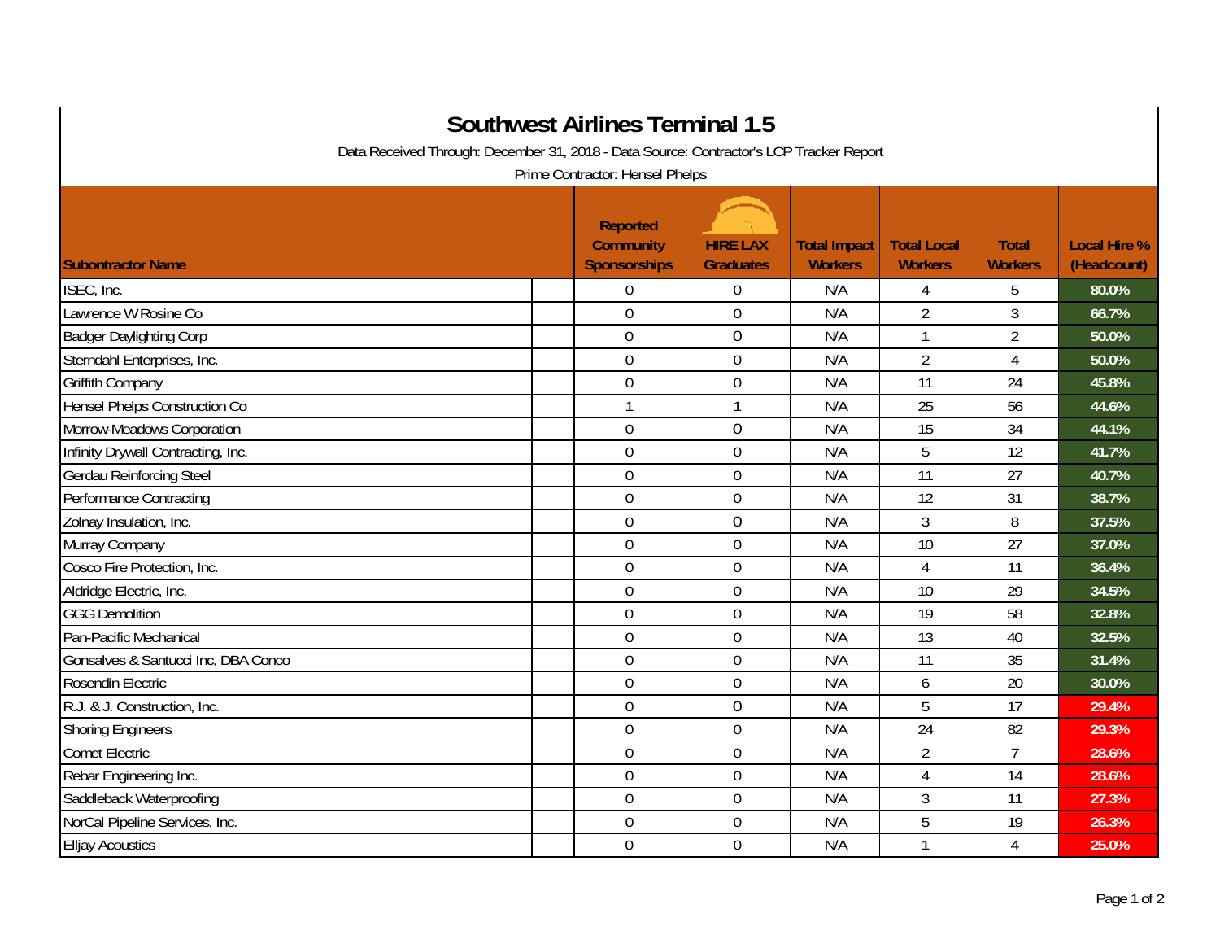# Southwest Airlines Terminal 1.5

Data Received Through: December 31, 2018 - Data Source: Contractor's LCP Tracker Report

Prime Contractor: Hensel Phelps

| Subontractor Name | Reported Community Sponsorships | HIRE LAX Graduates | Total Impact Workers | Total Local Workers | Total Workers | Local Hire % (Headcount) |
|---|---|---|---|---|---|---|
| ISEC, Inc. | 0 | 0 | N/A | 4 | 5 | 80.0% |
| Lawrence W Rosine Co | 0 | 0 | N/A | 2 | 3 | 66.7% |
| Badger Daylighting Corp | 0 | 0 | N/A | 1 | 2 | 50.0% |
| Sterndahl Enterprises, Inc. | 0 | 0 | N/A | 2 | 4 | 50.0% |
| Griffith Company | 0 | 0 | N/A | 11 | 24 | 45.8% |
| Hensel Phelps Construction Co | 1 | 1 | N/A | 25 | 56 | 44.6% |
| Morrow-Meadows Corporation | 0 | 0 | N/A | 15 | 34 | 44.1% |
| Infinity Drywall Contracting, Inc. | 0 | 0 | N/A | 5 | 12 | 41.7% |
| Gerdau Reinforcing Steel | 0 | 0 | N/A | 11 | 27 | 40.7% |
| Performance Contracting | 0 | 0 | N/A | 12 | 31 | 38.7% |
| Zolnay Insulation, Inc. | 0 | 0 | N/A | 3 | 8 | 37.5% |
| Murray Company | 0 | 0 | N/A | 10 | 27 | 37.0% |
| Cosco Fire Protection, Inc. | 0 | 0 | N/A | 4 | 11 | 36.4% |
| Aldridge Electric, Inc. | 0 | 0 | N/A | 10 | 29 | 34.5% |
| GGG Demolition | 0 | 0 | N/A | 19 | 58 | 32.8% |
| Pan-Pacific Mechanical | 0 | 0 | N/A | 13 | 40 | 32.5% |
| Gonsalves & Santucci Inc, DBA Conco | 0 | 0 | N/A | 11 | 35 | 31.4% |
| Rosendin Electric | 0 | 0 | N/A | 6 | 20 | 30.0% |
| R.J. & J. Construction, Inc. | 0 | 0 | N/A | 5 | 17 | 29.4% |
| Shoring Engineers | 0 | 0 | N/A | 24 | 82 | 29.3% |
| Comet Electric | 0 | 0 | N/A | 2 | 7 | 28.6% |
| Rebar Engineering Inc. | 0 | 0 | N/A | 4 | 14 | 28.6% |
| Saddleback Waterproofing | 0 | 0 | N/A | 3 | 11 | 27.3% |
| NorCal Pipeline Services, Inc. | 0 | 0 | N/A | 5 | 19 | 26.3% |
| Elljay Acoustics | 0 | 0 | N/A | 1 | 4 | 25.0% |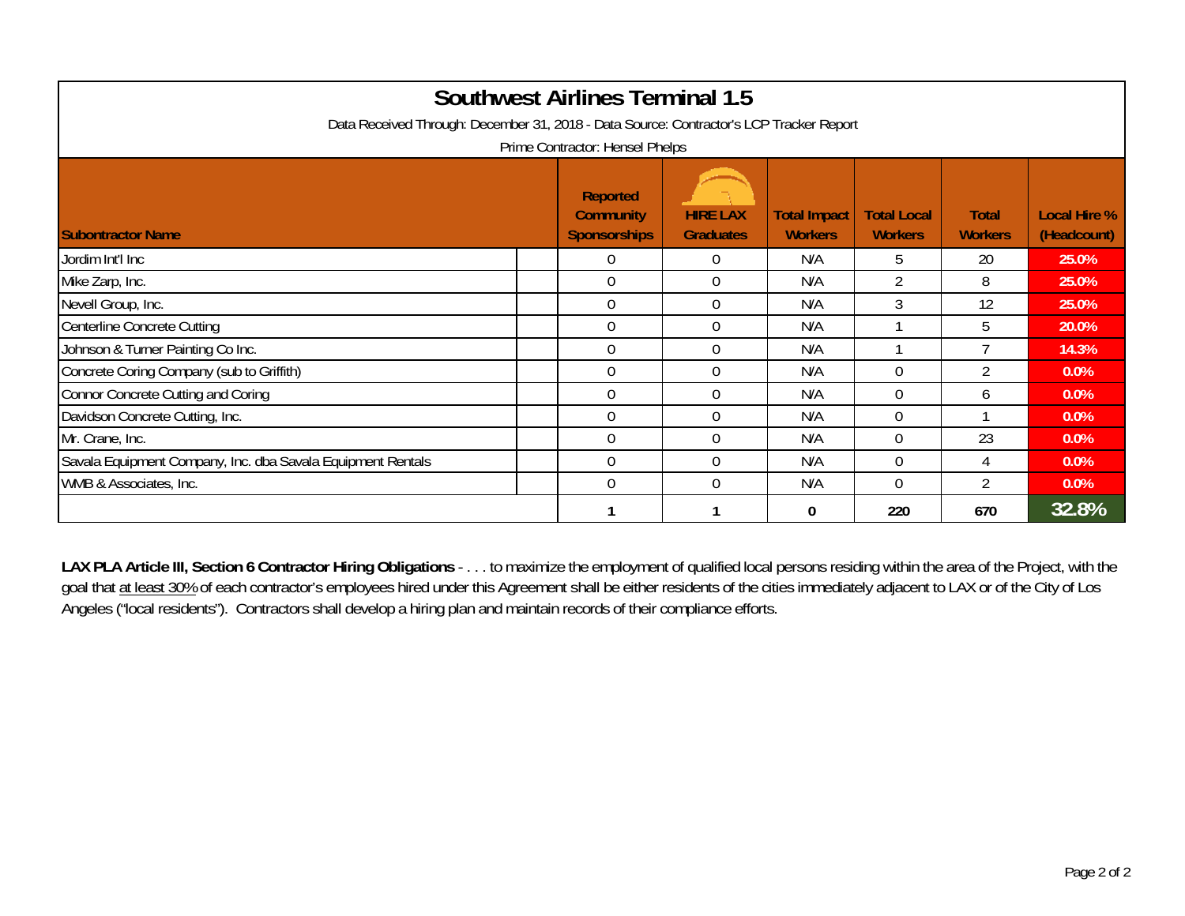# Southwest Airlines Terminal 1.5

Data Received Through: December 31, 2018 - Data Source: Contractor's LCP Tracker Report

Prime Contractor: Hensel Phelps

| Subcontractor Name | Reported Community Sponsorships | HIRE LAX Graduates | Total Impact Workers | Total Local Workers | Total Workers | Local Hire % (Headcount) |
|---|---|---|---|---|---|---|
| Jordim Int'l Inc | 0 | 0 | N/A | 5 | 20 | 25.0% |
| Mike Zarp, Inc. | 0 | 0 | N/A | 2 | 8 | 25.0% |
| Nevell Group, Inc. | 0 | 0 | N/A | 3 | 12 | 25.0% |
| Centerline Concrete Cutting | 0 | 0 | N/A | 1 | 5 | 20.0% |
| Johnson & Turner Painting Co Inc. | 0 | 0 | N/A | 1 | 7 | 14.3% |
| Concrete Coring Company (sub to Griffith) | 0 | 0 | N/A | 0 | 2 | 0.0% |
| Connor Concrete Cutting and Coring | 0 | 0 | N/A | 0 | 6 | 0.0% |
| Davidson Concrete Cutting, Inc. | 0 | 0 | N/A | 0 | 1 | 0.0% |
| Mr. Crane, Inc. | 0 | 0 | N/A | 0 | 23 | 0.0% |
| Savala Equipment Company, Inc. dba Savala Equipment Rentals | 0 | 0 | N/A | 0 | 4 | 0.0% |
| WMB & Associates, Inc. | 0 | 0 | N/A | 0 | 2 | 0.0% |
| | 1 | 1 | 0 | 220 | 670 | 32.8% |

**LAX PLA Article III, Section 6 Contractor Hiring Obligations** - . . . to maximize the employment of qualified local persons residing within the area of the Project, with the goal that at least 30% of each contractor's employees hired under this Agreement shall be either residents of the cities immediately adjacent to LAX or of the City of Los Angeles ("local residents"). Contractors shall develop a hiring plan and maintain records of their compliance efforts.